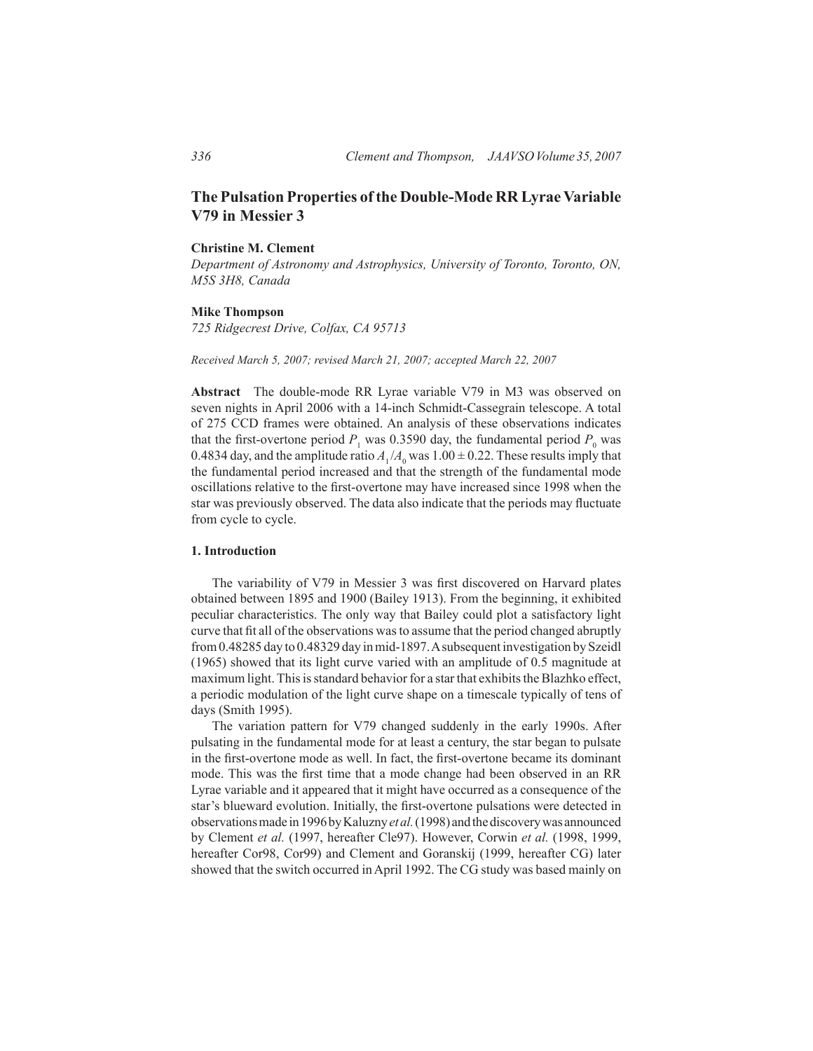# The Pulsation Properties of the Double-Mode RR Lyrae Variable V79 in Messier 3

**Christine M. Clement**

*Department of Astronomy and Astrophysics, University of Toronto, Toronto, ON, M5S 3H8, Canada*

**Mike Thompson**

*725 Ridgecrest Drive, Colfax, CA 95713*

*Received March 5, 2007; revised March 21, 2007; accepted March 22, 2007*

**Abstract** The double-mode RR Lyrae variable V79 in M3 was observed on seven nights in April 2006 with a 14-inch Schmidt-Cassegrain telescope. A total of 275 CCD frames were obtained. An analysis of these observations indicates that the first-overtone period $P_1$ was 0.3590 day, the fundamental period $P_0$ was 0.4834 day, and the amplitude ratio $A_1/A_0$ was $1.00 \pm 0.22$. These results imply that the fundamental period increased and that the strength of the fundamental mode oscillations relative to the first-overtone may have increased since 1998 when the star was previously observed. The data also indicate that the periods may fluctuate from cycle to cycle.

## 1. Introduction

The variability of V79 in Messier 3 was first discovered on Harvard plates obtained between 1895 and 1900 (Bailey 1913). From the beginning, it exhibited peculiar characteristics. The only way that Bailey could plot a satisfactory light curve that fit all of the observations was to assume that the period changed abruptly from 0.48285 day to 0.48329 day in mid-1897. A subsequent investigation by Szeidl (1965) showed that its light curve varied with an amplitude of 0.5 magnitude at maximum light. This is standard behavior for a star that exhibits the Blazhko effect, a periodic modulation of the light curve shape on a timescale typically of tens of days (Smith 1995).

The variation pattern for V79 changed suddenly in the early 1990s. After pulsating in the fundamental mode for at least a century, the star began to pulsate in the first-overtone mode as well. In fact, the first-overtone became its dominant mode. This was the first time that a mode change had been observed in an RR Lyrae variable and it appeared that it might have occurred as a consequence of the star's blueward evolution. Initially, the first-overtone pulsations were detected in observations made in 1996 by Kaluzny *et al.* (1998) and the discovery was announced by Clement *et al.* (1997, hereafter Cle97). However, Corwin *et al.* (1998, 1999, hereafter Cor98, Cor99) and Clement and Goranskij (1999, hereafter CG) later showed that the switch occurred in April 1992. The CG study was based mainly on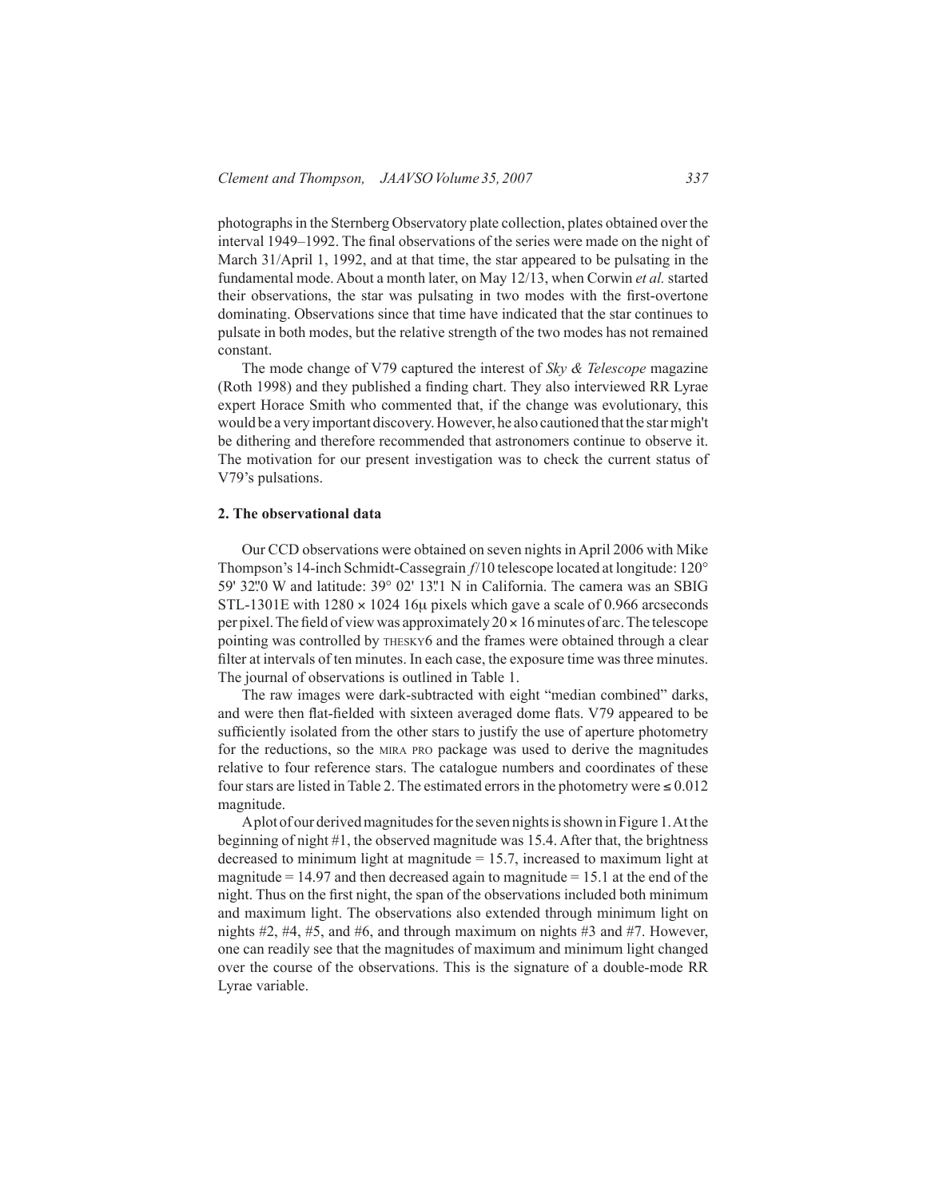photographs in the Sternberg Observatory plate collection, plates obtained over the interval 1949–1992. The final observations of the series were made on the night of March 31/April 1, 1992, and at that time, the star appeared to be pulsating in the fundamental mode. About a month later, on May 12/13, when Corwin *et al.* started their observations, the star was pulsating in two modes with the first-overtone dominating. Observations since that time have indicated that the star continues to pulsate in both modes, but the relative strength of the two modes has not remained constant.

The mode change of V79 captured the interest of *Sky & Telescope* magazine (Roth 1998) and they published a finding chart. They also interviewed RR Lyrae expert Horace Smith who commented that, if the change was evolutionary, this would be a very important discovery. However, he also cautioned that the star migh't be dithering and therefore recommended that astronomers continue to observe it. The motivation for our present investigation was to check the current status of V79's pulsations.

## 2. The observational data

Our CCD observations were obtained on seven nights in April 2006 with Mike Thompson's 14-inch Schmidt-Cassegrain *f*/10 telescope located at longitude: 120° 59' 32."0 W and latitude: 39° 02' 13."1 N in California. The camera was an SBIG STL-1301E with 1280 × 1024 16μ pixels which gave a scale of 0.966 arcseconds per pixel. The field of view was approximately 20 × 16 minutes of arc. The telescope pointing was controlled by THESKY6 and the frames were obtained through a clear filter at intervals of ten minutes. In each case, the exposure time was three minutes. The journal of observations is outlined in Table 1.

The raw images were dark-subtracted with eight "median combined" darks, and were then flat-fielded with sixteen averaged dome flats. V79 appeared to be sufficiently isolated from the other stars to justify the use of aperture photometry for the reductions, so the MIRA PRO package was used to derive the magnitudes relative to four reference stars. The catalogue numbers and coordinates of these four stars are listed in Table 2. The estimated errors in the photometry were ≤ 0.012 magnitude.

A plot of our derived magnitudes for the seven nights is shown in Figure 1. At the beginning of night #1, the observed magnitude was 15.4. After that, the brightness decreased to minimum light at magnitude = 15.7, increased to maximum light at magnitude = 14.97 and then decreased again to magnitude = 15.1 at the end of the night. Thus on the first night, the span of the observations included both minimum and maximum light. The observations also extended through minimum light on nights #2, #4, #5, and #6, and through maximum on nights #3 and #7. However, one can readily see that the magnitudes of maximum and minimum light changed over the course of the observations. This is the signature of a double-mode RR Lyrae variable.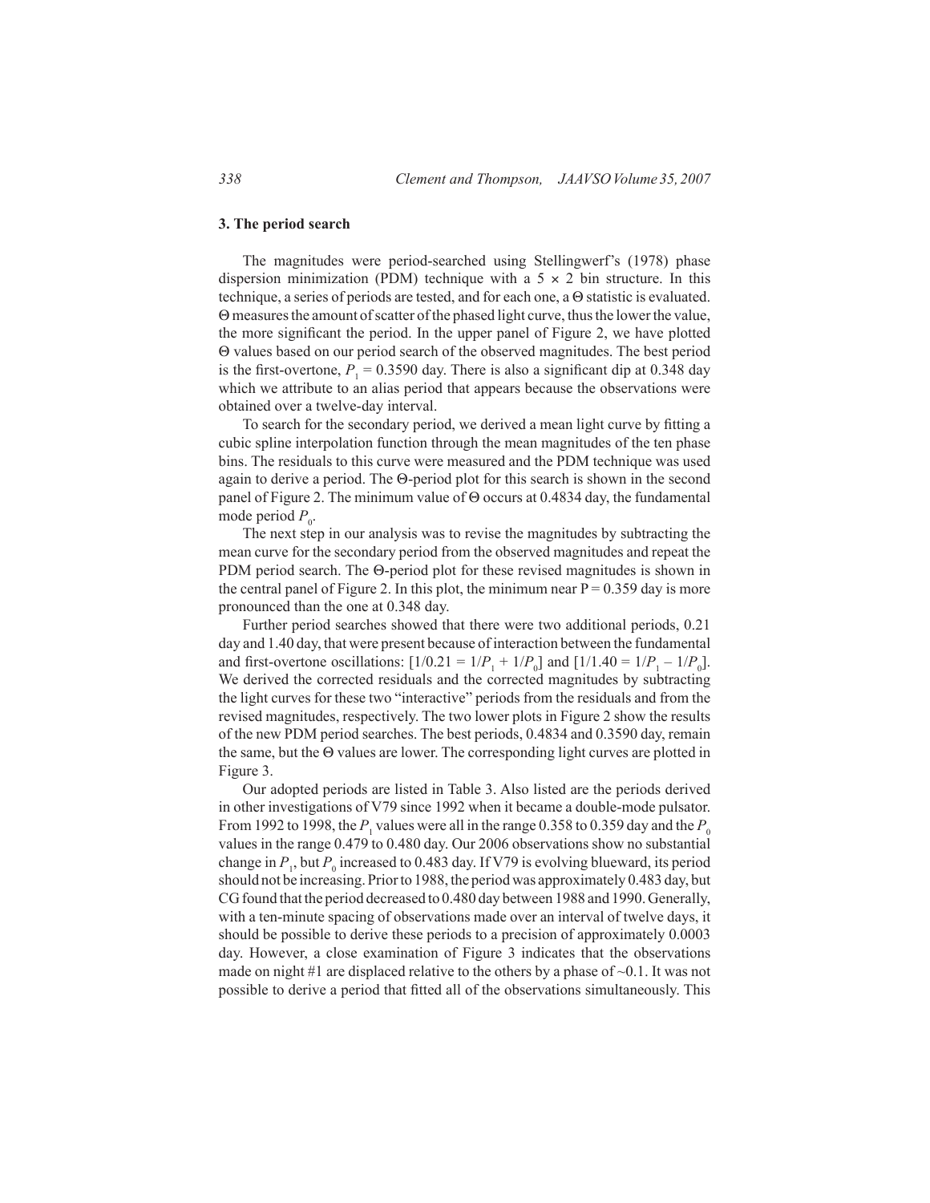### 3. The period search

The magnitudes were period-searched using Stellingwerf's (1978) phase dispersion minimization (PDM) technique with a $5 \times 2$ bin structure. In this technique, a series of periods are tested, and for each one, a $\Theta$ statistic is evaluated. $\Theta$ measures the amount of scatter of the phased light curve, thus the lower the value, the more significant the period. In the upper panel of Figure 2, we have plotted $\Theta$ values based on our period search of the observed magnitudes. The best period is the first-overtone, $P_1 = 0.3590$ day. There is also a significant dip at 0.348 day which we attribute to an alias period that appears because the observations were obtained over a twelve-day interval.

To search for the secondary period, we derived a mean light curve by fitting a cubic spline interpolation function through the mean magnitudes of the ten phase bins. The residuals to this curve were measured and the PDM technique was used again to derive a period. The $\Theta$-period plot for this search is shown in the second panel of Figure 2. The minimum value of $\Theta$ occurs at 0.4834 day, the fundamental mode period $P_0$.

The next step in our analysis was to revise the magnitudes by subtracting the mean curve for the secondary period from the observed magnitudes and repeat the PDM period search. The $\Theta$-period plot for these revised magnitudes is shown in the central panel of Figure 2. In this plot, the minimum near $P = 0.359$ day is more pronounced than the one at 0.348 day.

Further period searches showed that there were two additional periods, 0.21 day and 1.40 day, that were present because of interaction between the fundamental and first-overtone oscillations: $[1/0.21 = 1/P_1 + 1/P_0]$ and $[1/1.40 = 1/P_1 - 1/P_0]$. We derived the corrected residuals and the corrected magnitudes by subtracting the light curves for these two "interactive" periods from the residuals and from the revised magnitudes, respectively. The two lower plots in Figure 2 show the results of the new PDM period searches. The best periods, 0.4834 and 0.3590 day, remain the same, but the $\Theta$ values are lower. The corresponding light curves are plotted in Figure 3.

Our adopted periods are listed in Table 3. Also listed are the periods derived in other investigations of V79 since 1992 when it became a double-mode pulsator. From 1992 to 1998, the $P_1$ values were all in the range 0.358 to 0.359 day and the $P_0$ values in the range 0.479 to 0.480 day. Our 2006 observations show no substantial change in $P_1$, but $P_0$ increased to 0.483 day. If V79 is evolving blueward, its period should not be increasing. Prior to 1988, the period was approximately 0.483 day, but CG found that the period decreased to 0.480 day between 1988 and 1990. Generally, with a ten-minute spacing of observations made over an interval of twelve days, it should be possible to derive these periods to a precision of approximately 0.0003 day. However, a close examination of Figure 3 indicates that the observations made on night #1 are displaced relative to the others by a phase of ~0.1. It was not possible to derive a period that fitted all of the observations simultaneously. This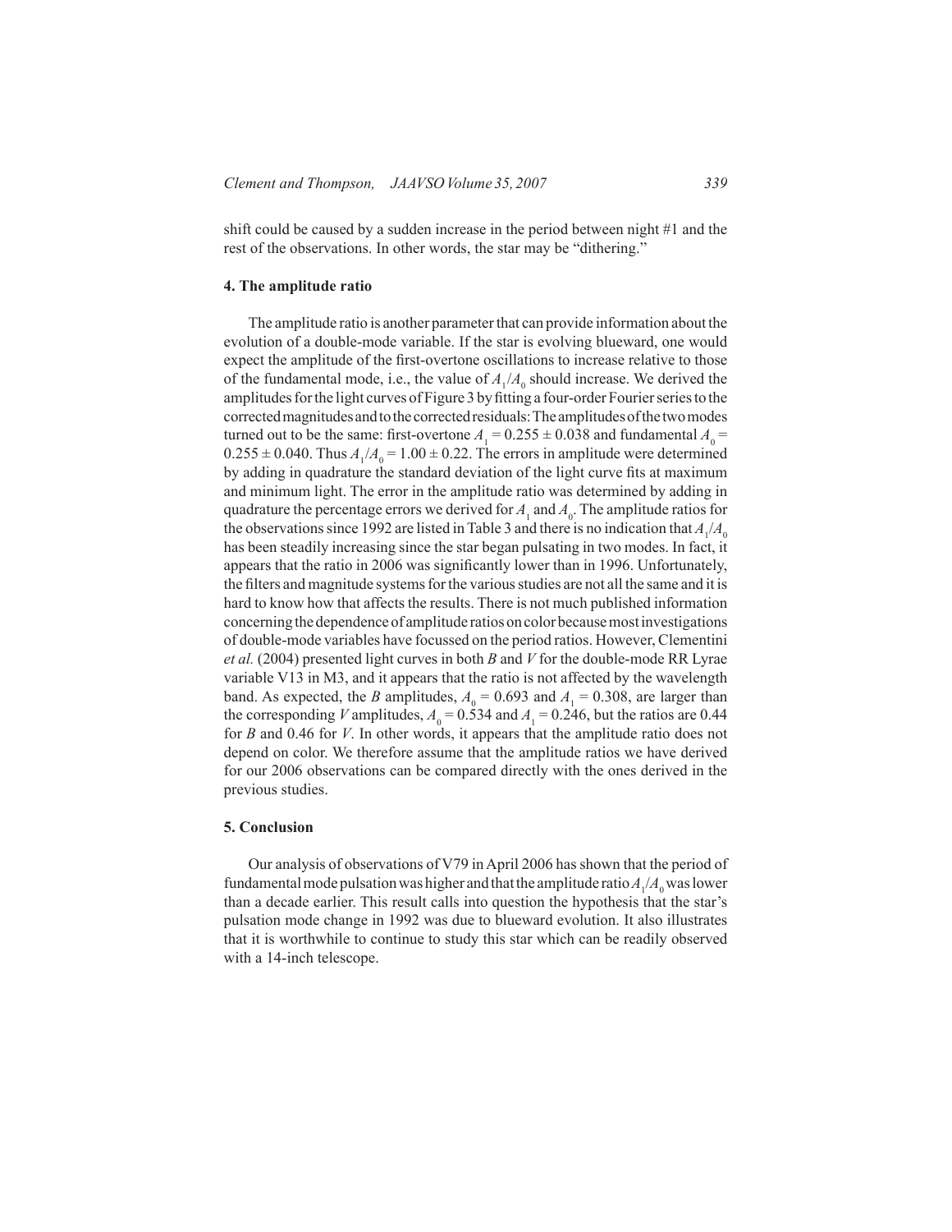shift could be caused by a sudden increase in the period between night #1 and the rest of the observations. In other words, the star may be "dithering."

## 4. The amplitude ratio

The amplitude ratio is another parameter that can provide information about the evolution of a double-mode variable. If the star is evolving blueward, one would expect the amplitude of the first-overtone oscillations to increase relative to those of the fundamental mode, i.e., the value of $A_1/A_0$ should increase. We derived the amplitudes for the light curves of Figure 3 by fitting a four-order Fourier series to the corrected magnitudes and to the corrected residuals: The amplitudes of the two modes turned out to be the same: first-overtone $A_1 = 0.255 \pm 0.038$ and fundamental $A_0 = 0.255 \pm 0.040$. Thus $A_1/A_0 = 1.00 \pm 0.22$. The errors in amplitude were determined by adding in quadrature the standard deviation of the light curve fits at maximum and minimum light. The error in the amplitude ratio was determined by adding in quadrature the percentage errors we derived for $A_1$ and $A_0$. The amplitude ratios for the observations since 1992 are listed in Table 3 and there is no indication that $A_1/A_0$ has been steadily increasing since the star began pulsating in two modes. In fact, it appears that the ratio in 2006 was significantly lower than in 1996. Unfortunately, the filters and magnitude systems for the various studies are not all the same and it is hard to know how that affects the results. There is not much published information concerning the dependence of amplitude ratios on color because most investigations of double-mode variables have focussed on the period ratios. However, Clementini *et al.* (2004) presented light curves in both *B* and *V* for the double-mode RR Lyrae variable V13 in M3, and it appears that the ratio is not affected by the wavelength band. As expected, the *B* amplitudes, $A_0 = 0.693$ and $A_1 = 0.308$, are larger than the corresponding *V* amplitudes, $A_0 = 0.534$ and $A_1 = 0.246$, but the ratios are 0.44 for *B* and 0.46 for *V*. In other words, it appears that the amplitude ratio does not depend on color. We therefore assume that the amplitude ratios we have derived for our 2006 observations can be compared directly with the ones derived in the previous studies.

## 5. Conclusion

Our analysis of observations of V79 in April 2006 has shown that the period of fundamental mode pulsation was higher and that the amplitude ratio $A_1/A_0$ was lower than a decade earlier. This result calls into question the hypothesis that the star's pulsation mode change in 1992 was due to blueward evolution. It also illustrates that it is worthwhile to continue to study this star which can be readily observed with a 14-inch telescope.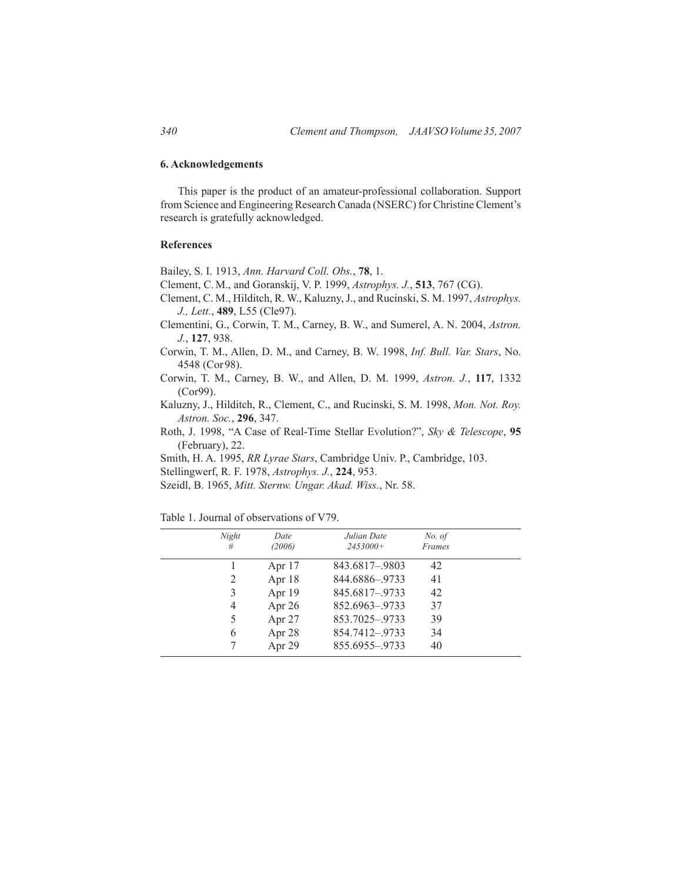## 6. Acknowledgements

This paper is the product of an amateur-professional collaboration. Support from Science and Engineering Research Canada (NSERC) for Christine Clement's research is gratefully acknowledged.

## References

Bailey, S. I. 1913, *Ann. Harvard Coll. Obs.*, **78**, 1.

Clement, C. M., and Goranskij, V. P. 1999, *Astrophys. J.*, **513**, 767 (CG).

Clement, C. M., Hilditch, R. W., Kaluzny, J., and Rucinski, S. M. 1997, *Astrophys. J., Lett.*, **489**, L55 (Cle97).

Clementini, G., Corwin, T. M., Carney, B. W., and Sumerel, A. N. 2004, *Astron. J.*, **127**, 938.

Corwin, T. M., Allen, D. M., and Carney, B. W. 1998, *Inf. Bull. Var. Stars*, No. 4548 (Cor98).

Corwin, T. M., Carney, B. W., and Allen, D. M. 1999, *Astron. J.*, **117**, 1332 (Cor99).

Kaluzny, J., Hilditch, R., Clement, C., and Rucinski, S. M. 1998, *Mon. Not. Roy. Astron. Soc.*, **296**, 347.

Roth, J. 1998, "A Case of Real-Time Stellar Evolution?", *Sky & Telescope*, **95** (February), 22.

Smith, H. A. 1995, *RR Lyrae Stars*, Cambridge Univ. P., Cambridge, 103.

Stellingwerf, R. F. 1978, *Astrophys. J.*, **224**, 953.

Szeidl, B. 1965, *Mitt. Sternw. Ungar. Akad. Wiss.*, Nr. 58.

Table 1. Journal of observations of V79.

| *Night #* | *Date (2006)* | *Julian Date 2453000+* | *No. of Frames* |
|---|---|---|---|
| 1 | Apr 17 | 843.6817–.9803 | 42 |
| 2 | Apr 18 | 844.6886–.9733 | 41 |
| 3 | Apr 19 | 845.6817–.9733 | 42 |
| 4 | Apr 26 | 852.6963–.9733 | 37 |
| 5 | Apr 27 | 853.7025–.9733 | 39 |
| 6 | Apr 28 | 854.7412–.9733 | 34 |
| 7 | Apr 29 | 855.6955–.9733 | 40 |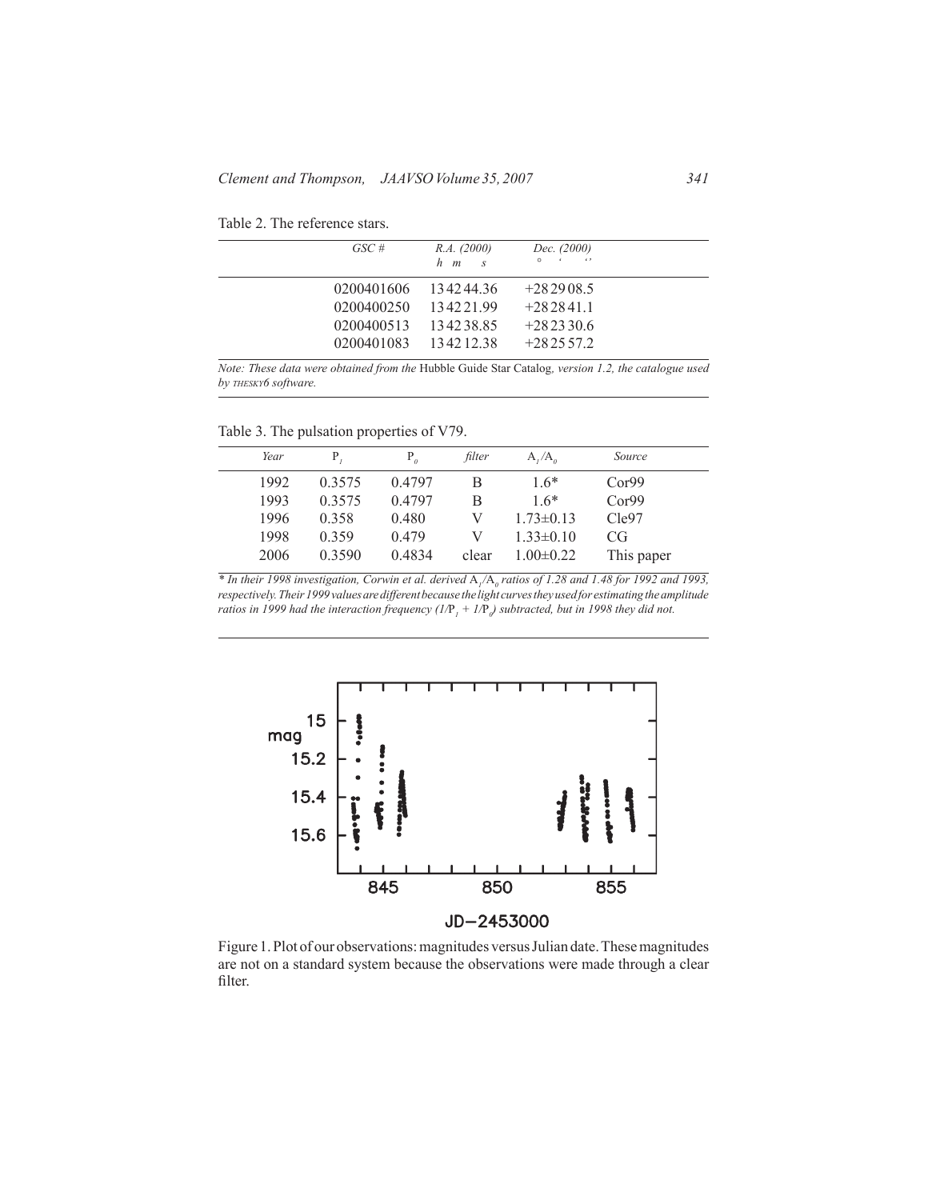Table 2. The reference stars.

| GSC # | R.A. (2000) h m s | Dec. (2000) ° ' " |
|---|---|---|
| 0200401606 | 13 42 44.36 | +28 29 08.5 |
| 0200400250 | 13 42 21.99 | +28 28 41.1 |
| 0200400513 | 13 42 38.85 | +28 23 30.6 |
| 0200401083 | 13 42 12.38 | +28 25 57.2 |

*Note: These data were obtained from the* Hubble Guide Star Catalog, *version 1.2, the catalogue used by* THESKY6 *software.*

Table 3. The pulsation properties of V79.

| Year | $P_1$ | $P_0$ | filter | $A_1/A_0$ | Source |
|---|---|---|---|---|---|
| 1992 | 0.3575 | 0.4797 | B | 1.6* | Cor99 |
| 1993 | 0.3575 | 0.4797 | B | 1.6* | Cor99 |
| 1996 | 0.358 | 0.480 | V | 1.73±0.13 | Cle97 |
| 1998 | 0.359 | 0.479 | V | 1.33±0.10 | CG |
| 2006 | 0.3590 | 0.4834 | clear | 1.00±0.22 | This paper |

*\* In their 1998 investigation, Corwin et al. derived $A_1/A_0$ ratios of 1.28 and 1.48 for 1992 and 1993, respectively. Their 1999 values are different because the light curves they used for estimating the amplitude ratios in 1999 had the interaction frequency ($1/P_1 + 1/P_0$) subtracted, but in 1998 they did not.*

Figure 1. Plot of our observations: magnitudes versus Julian date. These magnitudes are not on a standard system because the observations were made through a clear filter.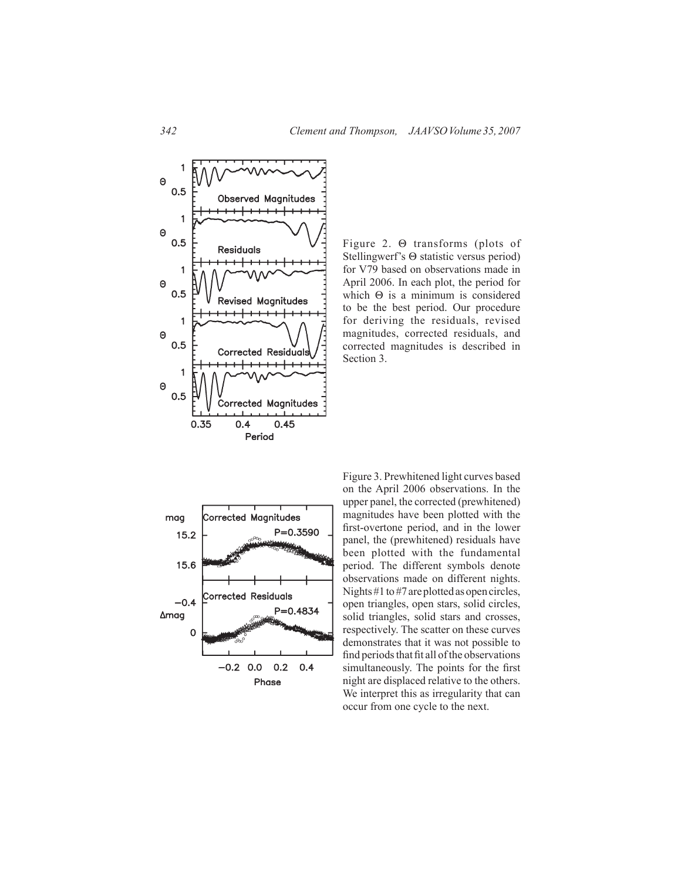Θ
1
0.5
Observed Magnitudes

Θ
1
0.5
Residuals

Θ
1
0.5
Revised Magnitudes

Θ
1
0.5
Corrected Residuals

Θ
1
0.5
Corrected Magnitudes

0.35 0.4 0.45
Period

Figure 2. Θ transforms (plots of Stellingwerf's Θ statistic versus period) for V79 based on observations made in April 2006. In each plot, the period for which Θ is a minimum is considered to be the best period. Our procedure for deriving the residuals, revised magnitudes, corrected residuals, and corrected magnitudes is described in Section 3.

mag
Corrected Magnitudes
P=0.3590
15.2
15.6

Corrected Residuals
P=0.4834
−0.4
Δmag
0

−0.2 0.0 0.2 0.4
Phase

Figure 3. Prewhitened light curves based on the April 2006 observations. In the upper panel, the corrected (prewhitened) magnitudes have been plotted with the first-overtone period, and in the lower panel, the (prewhitened) residuals have been plotted with the fundamental period. The different symbols denote observations made on different nights. Nights #1 to #7 are plotted as open circles, open triangles, open stars, solid circles, solid triangles, solid stars and crosses, respectively. The scatter on these curves demonstrates that it was not possible to find periods that fit all of the observations simultaneously. The points for the first night are displaced relative to the others. We interpret this as irregularity that can occur from one cycle to the next.